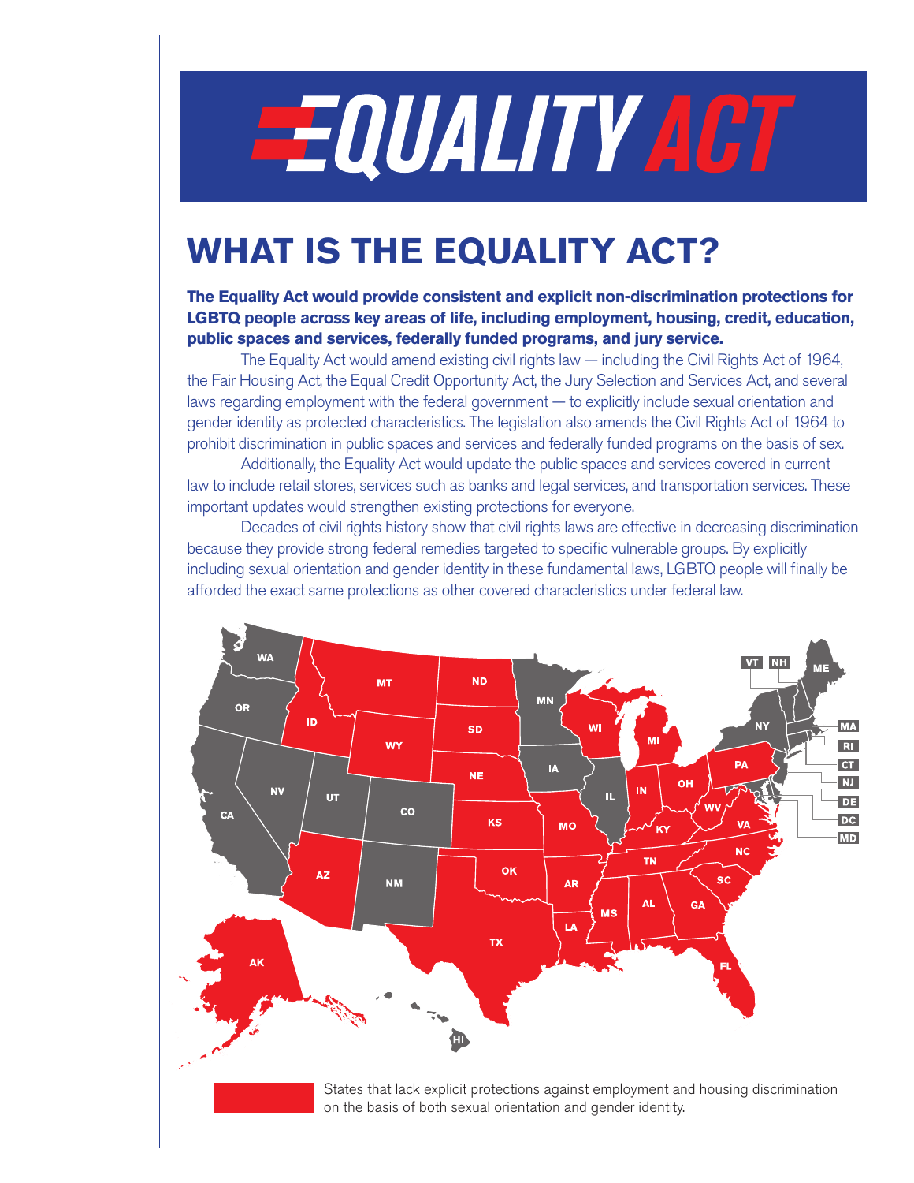# EQUALITY ACT

## WHAT IS THE EQUALITY ACT?

**The Equality Act would provide consistent and explicit non-discrimination protections for LGBTQ people across key areas of life, including employment, housing, credit, education, public spaces and services, federally funded programs, and jury service.**

The Equality Act would amend existing civil rights law — including the Civil Rights Act of 1964, the Fair Housing Act, the Equal Credit Opportunity Act, the Jury Selection and Services Act, and several laws regarding employment with the federal government — to explicitly include sexual orientation and gender identity as protected characteristics. The legislation also amends the Civil Rights Act of 1964 to prohibit discrimination in public spaces and services and federally funded programs on the basis of sex.

Additionally, the Equality Act would update the public spaces and services covered in current law to include retail stores, services such as banks and legal services, and transportation services. These important updates would strengthen existing protections for everyone.

Decades of civil rights history show that civil rights laws are effective in decreasing discrimination because they provide strong federal remedies targeted to specific vulnerable groups. By explicitly including sexual orientation and gender identity in these fundamental laws, LGBTQ people will finally be afforded the exact same protections as other covered characteristics under federal law.

States that lack explicit protections against employment and housing discrimination on the basis of both sexual orientation and gender identity.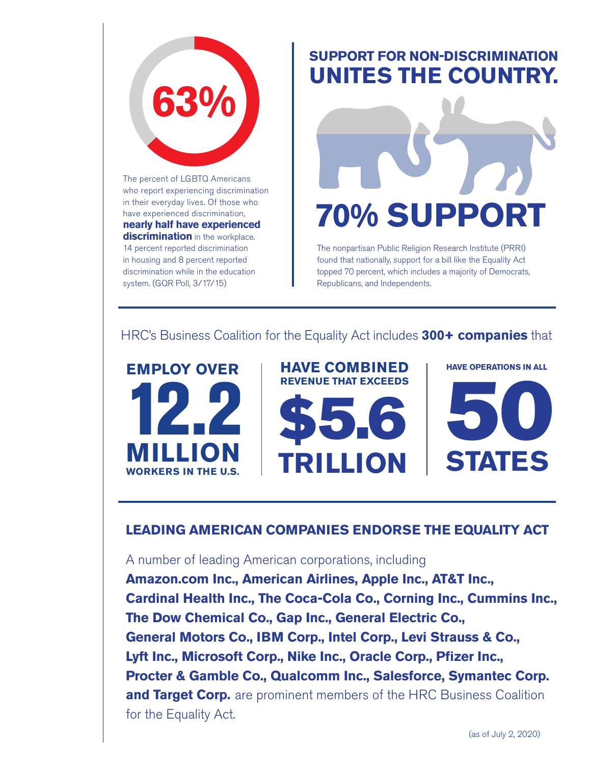**63%**

The percent of LGBTQ Americans who report experiencing discrimination in their everyday lives. Of those who have experienced discrimination, **nearly half have experienced discrimination** in the workplace. 14 percent reported discrimination in housing and 8 percent reported discrimination while in the education system. (GQR Poll, 3/17/15)

## SUPPORT FOR NON-DISCRIMINATION UNITES THE COUNTRY.

**70% SUPPORT**

The nonpartisan Public Religion Research Institute (PRRI) found that nationally, support for a bill like the Equality Act topped 70 percent, which includes a majority of Democrats, Republicans, and Independents.

HRC's Business Coalition for the Equality Act includes **300+ companies** that

**EMPLOY OVER 12.2 MILLION WORKERS IN THE U.S.**

**HAVE COMBINED REVENUE THAT EXCEEDS $5.6 TRILLION**

**HAVE OPERATIONS IN ALL 50 STATES**

## LEADING AMERICAN COMPANIES ENDORSE THE EQUALITY ACT

A number of leading American corporations, including **Amazon.com Inc., American Airlines, Apple Inc., AT&T Inc., Cardinal Health Inc., The Coca-Cola Co., Corning Inc., Cummins Inc., The Dow Chemical Co., Gap Inc., General Electric Co., General Motors Co., IBM Corp., Intel Corp., Levi Strauss & Co., Lyft Inc., Microsoft Corp., Nike Inc., Oracle Corp., Pfizer Inc., Procter & Gamble Co., Qualcomm Inc., Salesforce, Symantec Corp. and Target Corp.** are prominent members of the HRC Business Coalition for the Equality Act.

(as of July 2, 2020)